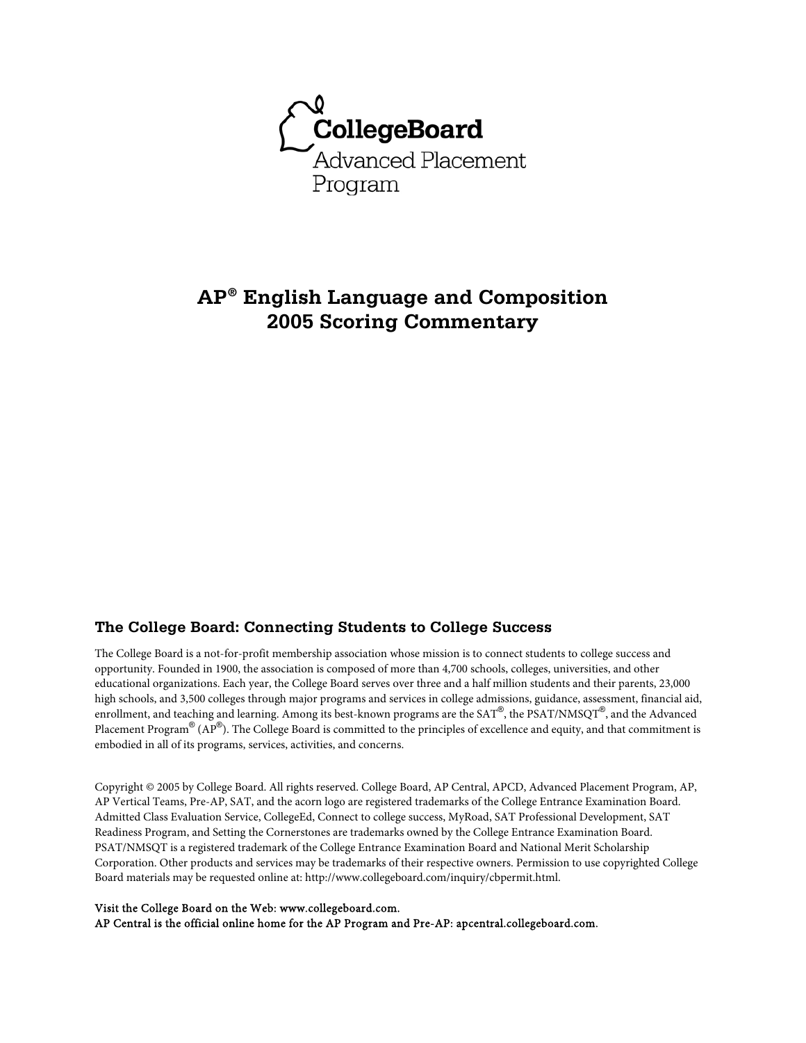CollegeBoard

Advanced Placement Program

# AP® English Language and Composition 2005 Scoring Commentary

## The College Board: Connecting Students to College Success

The College Board is a not-for-profit membership association whose mission is to connect students to college success and opportunity. Founded in 1900, the association is composed of more than 4,700 schools, colleges, universities, and other educational organizations. Each year, the College Board serves over three and a half million students and their parents, 23,000 high schools, and 3,500 colleges through major programs and services in college admissions, guidance, assessment, financial aid, enrollment, and teaching and learning. Among its best-known programs are the SAT®, the PSAT/NMSQT®, and the Advanced Placement Program® (AP®). The College Board is committed to the principles of excellence and equity, and that commitment is embodied in all of its programs, services, activities, and concerns.

Copyright © 2005 by College Board. All rights reserved. College Board, AP Central, APCD, Advanced Placement Program, AP, AP Vertical Teams, Pre-AP, SAT, and the acorn logo are registered trademarks of the College Entrance Examination Board. Admitted Class Evaluation Service, CollegeEd, Connect to college success, MyRoad, SAT Professional Development, SAT Readiness Program, and Setting the Cornerstones are trademarks owned by the College Entrance Examination Board. PSAT/NMSQT is a registered trademark of the College Entrance Examination Board and National Merit Scholarship Corporation. Other products and services may be trademarks of their respective owners. Permission to use copyrighted College Board materials may be requested online at: http://www.collegeboard.com/inquiry/cbpermit.html.

Visit the College Board on the Web: www.collegeboard.com.
AP Central is the official online home for the AP Program and Pre-AP: apcentral.collegeboard.com.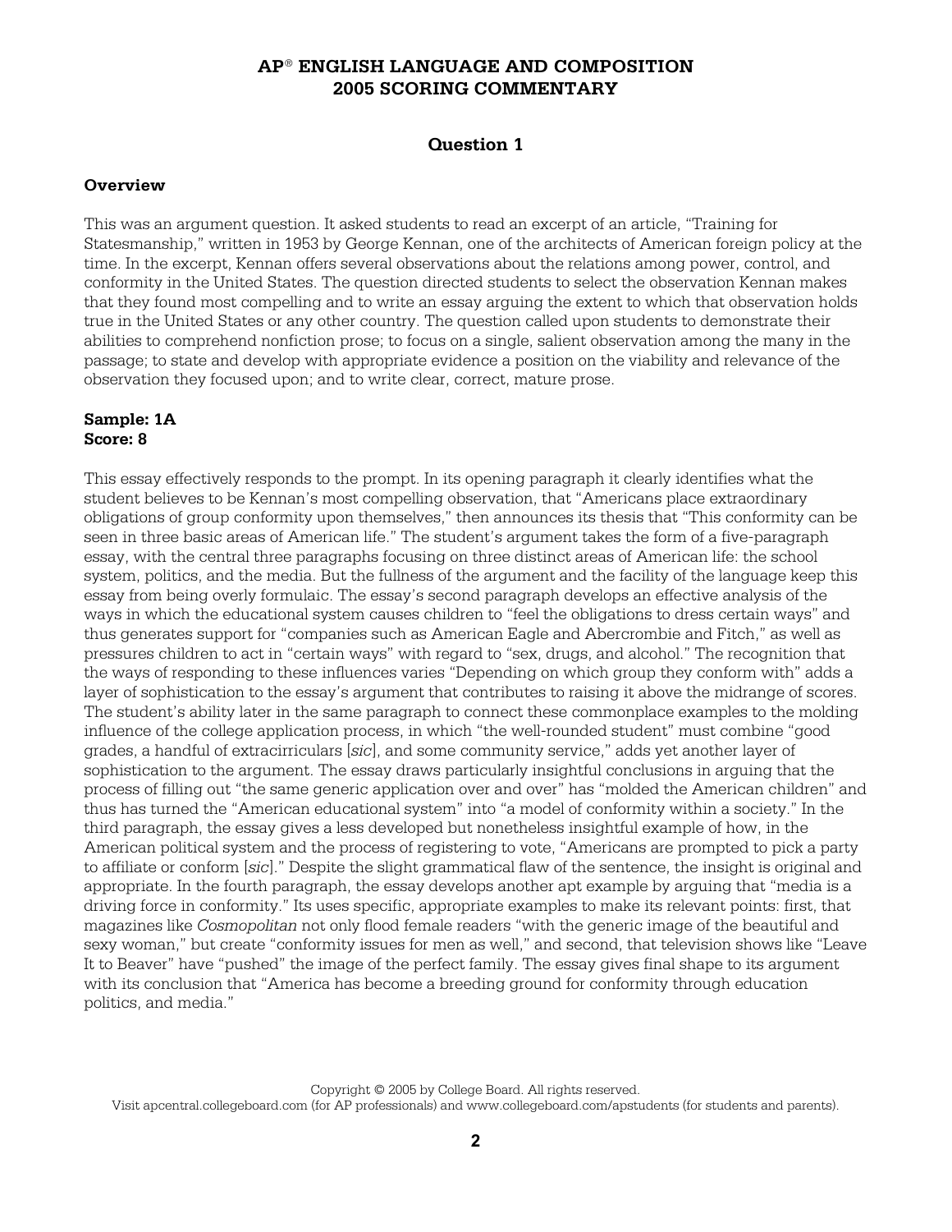# AP® ENGLISH LANGUAGE AND COMPOSITION 2005 SCORING COMMENTARY

## Question 1

### Overview

This was an argument question. It asked students to read an excerpt of an article, "Training for Statesmanship," written in 1953 by George Kennan, one of the architects of American foreign policy at the time. In the excerpt, Kennan offers several observations about the relations among power, control, and conformity in the United States. The question directed students to select the observation Kennan makes that they found most compelling and to write an essay arguing the extent to which that observation holds true in the United States or any other country. The question called upon students to demonstrate their abilities to comprehend nonfiction prose; to focus on a single, salient observation among the many in the passage; to state and develop with appropriate evidence a position on the viability and relevance of the observation they focused upon; and to write clear, correct, mature prose.

**Sample: 1A**
**Score: 8**

This essay effectively responds to the prompt. In its opening paragraph it clearly identifies what the student believes to be Kennan's most compelling observation, that "Americans place extraordinary obligations of group conformity upon themselves," then announces its thesis that "This conformity can be seen in three basic areas of American life." The student's argument takes the form of a five-paragraph essay, with the central three paragraphs focusing on three distinct areas of American life: the school system, politics, and the media. But the fullness of the argument and the facility of the language keep this essay from being overly formulaic. The essay's second paragraph develops an effective analysis of the ways in which the educational system causes children to "feel the obligations to dress certain ways" and thus generates support for "companies such as American Eagle and Abercrombie and Fitch," as well as pressures children to act in "certain ways" with regard to "sex, drugs, and alcohol." The recognition that the ways of responding to these influences varies "Depending on which group they conform with" adds a layer of sophistication to the essay's argument that contributes to raising it above the midrange of scores. The student's ability later in the same paragraph to connect these commonplace examples to the molding influence of the college application process, in which "the well-rounded student" must combine "good grades, a handful of extracirriculars [*sic*], and some community service," adds yet another layer of sophistication to the argument. The essay draws particularly insightful conclusions in arguing that the process of filling out "the same generic application over and over" has "molded the American children" and thus has turned the "American educational system" into "a model of conformity within a society." In the third paragraph, the essay gives a less developed but nonetheless insightful example of how, in the American political system and the process of registering to vote, "Americans are prompted to pick a party to affiliate or conform [*sic*]." Despite the slight grammatical flaw of the sentence, the insight is original and appropriate. In the fourth paragraph, the essay develops another apt example by arguing that "media is a driving force in conformity." Its uses specific, appropriate examples to make its relevant points: first, that magazines like *Cosmopolitan* not only flood female readers "with the generic image of the beautiful and sexy woman," but create "conformity issues for men as well," and second, that television shows like "Leave It to Beaver" have "pushed" the image of the perfect family. The essay gives final shape to its argument with its conclusion that "America has become a breeding ground for conformity through education politics, and media."

Copyright © 2005 by College Board. All rights reserved.
Visit apcentral.collegeboard.com (for AP professionals) and www.collegeboard.com/apstudents (for students and parents).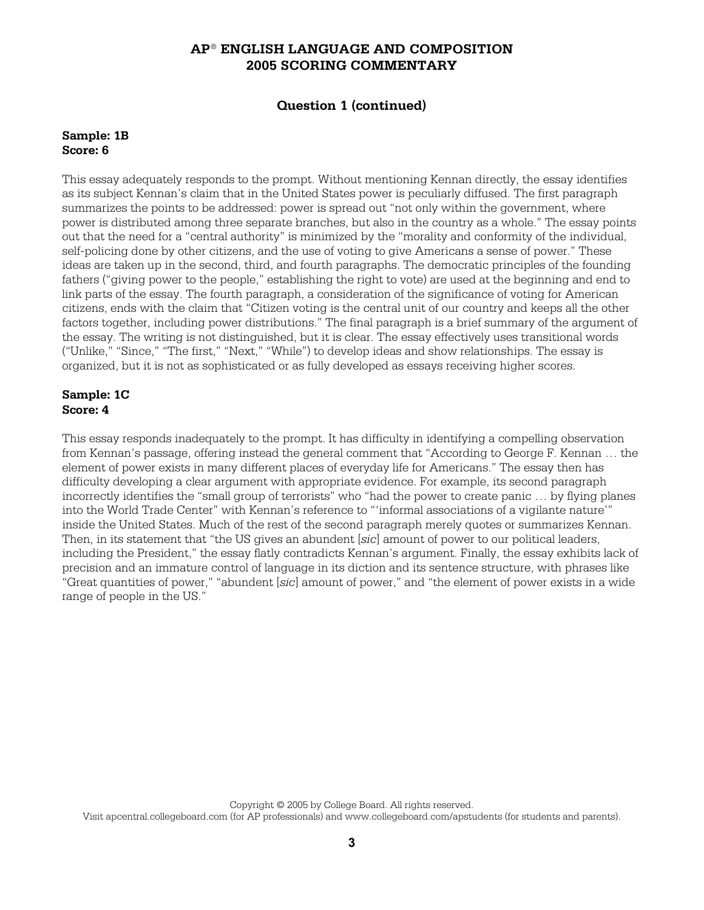## Question 1 (continued)

**Sample: 1B**
**Score: 6**

This essay adequately responds to the prompt. Without mentioning Kennan directly, the essay identifies as its subject Kennan's claim that in the United States power is peculiarly diffused. The first paragraph summarizes the points to be addressed: power is spread out "not only within the government, where power is distributed among three separate branches, but also in the country as a whole." The essay points out that the need for a "central authority" is minimized by the "morality and conformity of the individual, self-policing done by other citizens, and the use of voting to give Americans a sense of power." These ideas are taken up in the second, third, and fourth paragraphs. The democratic principles of the founding fathers ("giving power to the people," establishing the right to vote) are used at the beginning and end to link parts of the essay. The fourth paragraph, a consideration of the significance of voting for American citizens, ends with the claim that "Citizen voting is the central unit of our country and keeps all the other factors together, including power distributions." The final paragraph is a brief summary of the argument of the essay. The writing is not distinguished, but it is clear. The essay effectively uses transitional words ("Unlike," "Since," "The first," "Next," "While") to develop ideas and show relationships. The essay is organized, but it is not as sophisticated or as fully developed as essays receiving higher scores.

**Sample: 1C**
**Score: 4**

This essay responds inadequately to the prompt. It has difficulty in identifying a compelling observation from Kennan's passage, offering instead the general comment that "According to George F. Kennan … the element of power exists in many different places of everyday life for Americans." The essay then has difficulty developing a clear argument with appropriate evidence. For example, its second paragraph incorrectly identifies the "small group of terrorists" who "had the power to create panic … by flying planes into the World Trade Center" with Kennan's reference to "'informal associations of a vigilante nature'" inside the United States. Much of the rest of the second paragraph merely quotes or summarizes Kennan. Then, in its statement that "the US gives an abundent [*sic*] amount of power to our political leaders, including the President," the essay flatly contradicts Kennan's argument. Finally, the essay exhibits lack of precision and an immature control of language in its diction and its sentence structure, with phrases like "Great quantities of power," "abundent [*sic*] amount of power," and "the element of power exists in a wide range of people in the US."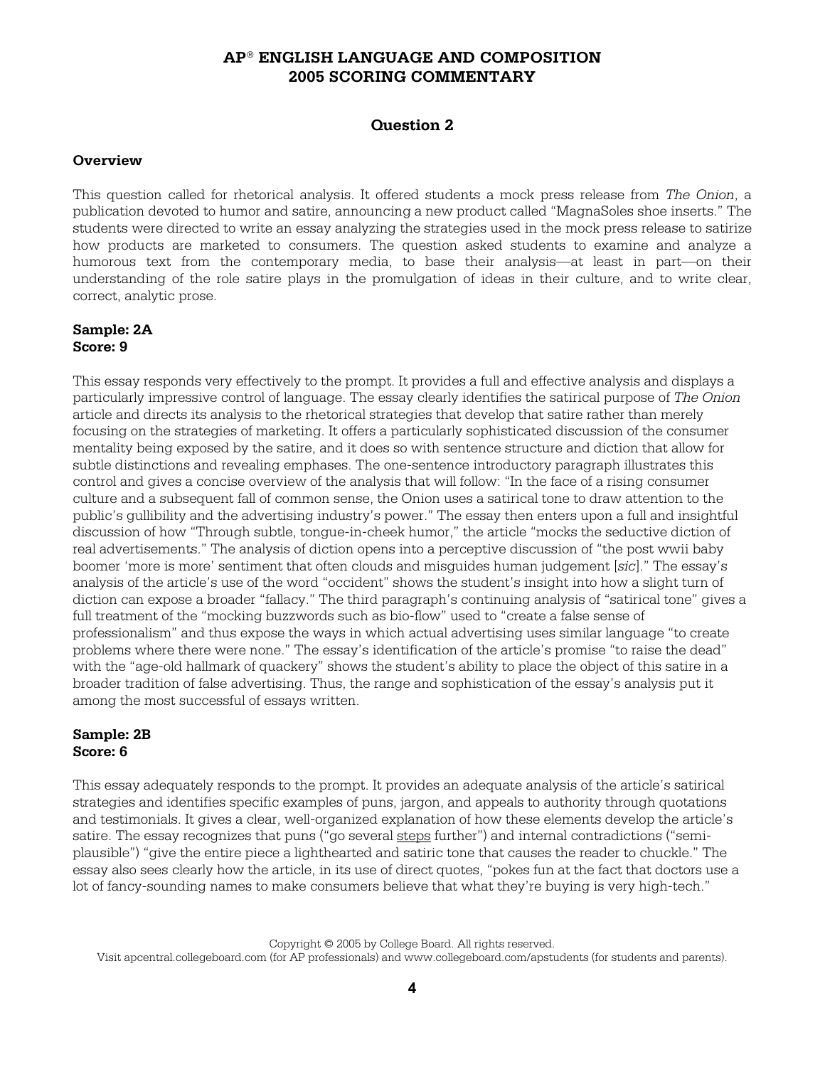# AP® ENGLISH LANGUAGE AND COMPOSITION 2005 SCORING COMMENTARY

## Question 2

### Overview

This question called for rhetorical analysis. It offered students a mock press release from *The Onion*, a publication devoted to humor and satire, announcing a new product called "MagnaSoles shoe inserts." The students were directed to write an essay analyzing the strategies used in the mock press release to satirize how products are marketed to consumers. The question asked students to examine and analyze a humorous text from the contemporary media, to base their analysis—at least in part—on their understanding of the role satire plays in the promulgation of ideas in their culture, and to write clear, correct, analytic prose.

**Sample: 2A**
**Score: 9**

This essay responds very effectively to the prompt. It provides a full and effective analysis and displays a particularly impressive control of language. The essay clearly identifies the satirical purpose of *The Onion* article and directs its analysis to the rhetorical strategies that develop that satire rather than merely focusing on the strategies of marketing. It offers a particularly sophisticated discussion of the consumer mentality being exposed by the satire, and it does so with sentence structure and diction that allow for subtle distinctions and revealing emphases. The one-sentence introductory paragraph illustrates this control and gives a concise overview of the analysis that will follow: "In the face of a rising consumer culture and a subsequent fall of common sense, the Onion uses a satirical tone to draw attention to the public's gullibility and the advertising industry's power." The essay then enters upon a full and insightful discussion of how "Through subtle, tongue-in-cheek humor," the article "mocks the seductive diction of real advertisements." The analysis of diction opens into a perceptive discussion of "the post wwii baby boomer 'more is more' sentiment that often clouds and misguides human judgement [*sic*]." The essay's analysis of the article's use of the word "occident" shows the student's insight into how a slight turn of diction can expose a broader "fallacy." The third paragraph's continuing analysis of "satirical tone" gives a full treatment of the "mocking buzzwords such as bio-flow" used to "create a false sense of professionalism" and thus expose the ways in which actual advertising uses similar language "to create problems where there were none." The essay's identification of the article's promise "to raise the dead" with the "age-old hallmark of quackery" shows the student's ability to place the object of this satire in a broader tradition of false advertising. Thus, the range and sophistication of the essay's analysis put it among the most successful of essays written.

**Sample: 2B**
**Score: 6**

This essay adequately responds to the prompt. It provides an adequate analysis of the article's satirical strategies and identifies specific examples of puns, jargon, and appeals to authority through quotations and testimonials. It gives a clear, well-organized explanation of how these elements develop the article's satire. The essay recognizes that puns ("go several <u>steps</u> further") and internal contradictions ("semi-plausible") "give the entire piece a lighthearted and satiric tone that causes the reader to chuckle." The essay also sees clearly how the article, in its use of direct quotes, "pokes fun at the fact that doctors use a lot of fancy-sounding names to make consumers believe that what they're buying is very high-tech."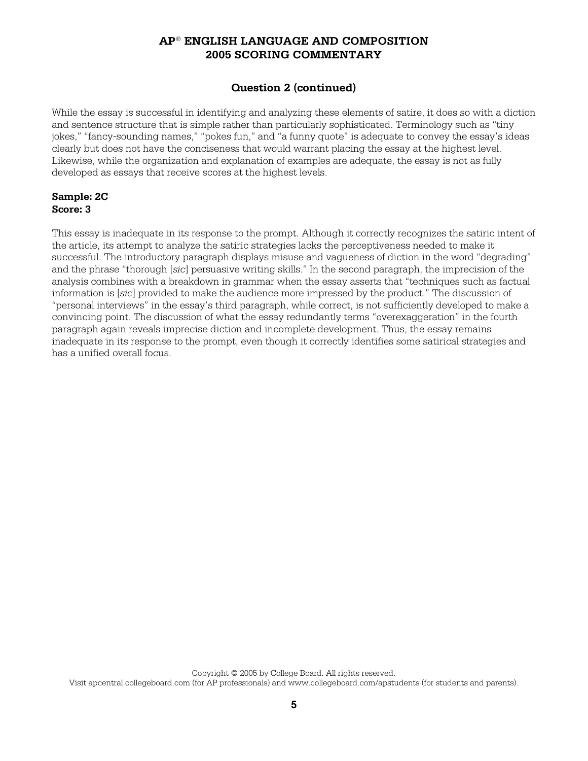### Question 2 (continued)

While the essay is successful in identifying and analyzing these elements of satire, it does so with a diction and sentence structure that is simple rather than particularly sophisticated. Terminology such as "tiny jokes," "fancy-sounding names," "pokes fun," and "a funny quote" is adequate to convey the essay's ideas clearly but does not have the conciseness that would warrant placing the essay at the highest level. Likewise, while the organization and explanation of examples are adequate, the essay is not as fully developed as essays that receive scores at the highest levels.

**Sample: 2C**
**Score: 3**

This essay is inadequate in its response to the prompt. Although it correctly recognizes the satiric intent of the article, its attempt to analyze the satiric strategies lacks the perceptiveness needed to make it successful. The introductory paragraph displays misuse and vagueness of diction in the word "degrading" and the phrase "thorough [*sic*] persuasive writing skills." In the second paragraph, the imprecision of the analysis combines with a breakdown in grammar when the essay asserts that "techniques such as factual information is [*sic*] provided to make the audience more impressed by the product." The discussion of "personal interviews" in the essay's third paragraph, while correct, is not sufficiently developed to make a convincing point. The discussion of what the essay redundantly terms "overexaggeration" in the fourth paragraph again reveals imprecise diction and incomplete development. Thus, the essay remains inadequate in its response to the prompt, even though it correctly identifies some satirical strategies and has a unified overall focus.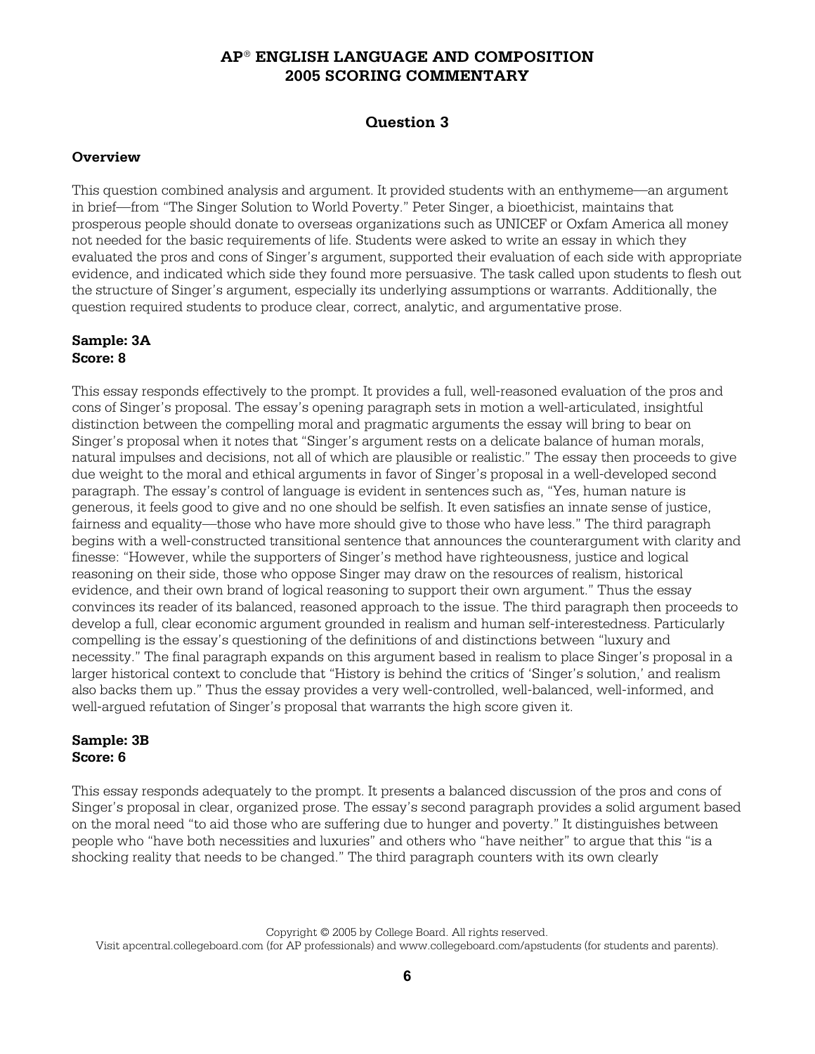# AP® ENGLISH LANGUAGE AND COMPOSITION
# 2005 SCORING COMMENTARY

## Question 3

### Overview

This question combined analysis and argument. It provided students with an enthymeme—an argument in brief—from "The Singer Solution to World Poverty." Peter Singer, a bioethicist, maintains that prosperous people should donate to overseas organizations such as UNICEF or Oxfam America all money not needed for the basic requirements of life. Students were asked to write an essay in which they evaluated the pros and cons of Singer's argument, supported their evaluation of each side with appropriate evidence, and indicated which side they found more persuasive. The task called upon students to flesh out the structure of Singer's argument, especially its underlying assumptions or warrants. Additionally, the question required students to produce clear, correct, analytic, and argumentative prose.

### Sample: 3A
### Score: 8

This essay responds effectively to the prompt. It provides a full, well-reasoned evaluation of the pros and cons of Singer's proposal. The essay's opening paragraph sets in motion a well-articulated, insightful distinction between the compelling moral and pragmatic arguments the essay will bring to bear on Singer's proposal when it notes that "Singer's argument rests on a delicate balance of human morals, natural impulses and decisions, not all of which are plausible or realistic." The essay then proceeds to give due weight to the moral and ethical arguments in favor of Singer's proposal in a well-developed second paragraph. The essay's control of language is evident in sentences such as, "Yes, human nature is generous, it feels good to give and no one should be selfish. It even satisfies an innate sense of justice, fairness and equality—those who have more should give to those who have less." The third paragraph begins with a well-constructed transitional sentence that announces the counterargument with clarity and finesse: "However, while the supporters of Singer's method have righteousness, justice and logical reasoning on their side, those who oppose Singer may draw on the resources of realism, historical evidence, and their own brand of logical reasoning to support their own argument." Thus the essay convinces its reader of its balanced, reasoned approach to the issue. The third paragraph then proceeds to develop a full, clear economic argument grounded in realism and human self-interestedness. Particularly compelling is the essay's questioning of the definitions of and distinctions between "luxury and necessity." The final paragraph expands on this argument based in realism to place Singer's proposal in a larger historical context to conclude that "History is behind the critics of 'Singer's solution,' and realism also backs them up." Thus the essay provides a very well-controlled, well-balanced, well-informed, and well-argued refutation of Singer's proposal that warrants the high score given it.

### Sample: 3B
### Score: 6

This essay responds adequately to the prompt. It presents a balanced discussion of the pros and cons of Singer's proposal in clear, organized prose. The essay's second paragraph provides a solid argument based on the moral need "to aid those who are suffering due to hunger and poverty." It distinguishes between people who "have both necessities and luxuries" and others who "have neither" to argue that this "is a shocking reality that needs to be changed." The third paragraph counters with its own clearly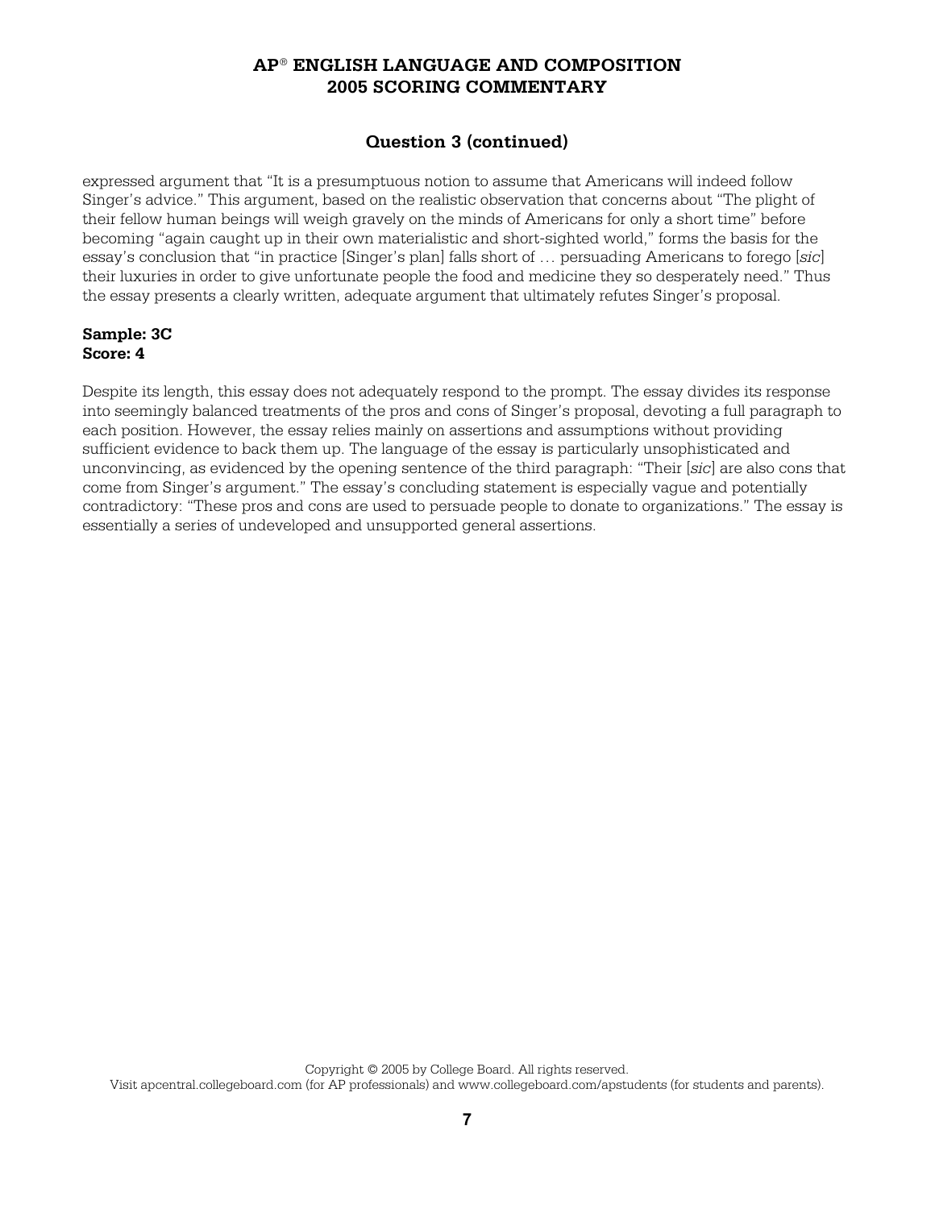## Question 3 (continued)

expressed argument that "It is a presumptuous notion to assume that Americans will indeed follow Singer's advice." This argument, based on the realistic observation that concerns about "The plight of their fellow human beings will weigh gravely on the minds of Americans for only a short time" before becoming "again caught up in their own materialistic and short-sighted world," forms the basis for the essay's conclusion that "in practice [Singer's plan] falls short of … persuading Americans to forego [*sic*] their luxuries in order to give unfortunate people the food and medicine they so desperately need." Thus the essay presents a clearly written, adequate argument that ultimately refutes Singer's proposal.

**Sample: 3C**
**Score: 4**

Despite its length, this essay does not adequately respond to the prompt. The essay divides its response into seemingly balanced treatments of the pros and cons of Singer's proposal, devoting a full paragraph to each position. However, the essay relies mainly on assertions and assumptions without providing sufficient evidence to back them up. The language of the essay is particularly unsophisticated and unconvincing, as evidenced by the opening sentence of the third paragraph: "Their [*sic*] are also cons that come from Singer's argument." The essay's concluding statement is especially vague and potentially contradictory: "These pros and cons are used to persuade people to donate to organizations." The essay is essentially a series of undeveloped and unsupported general assertions.